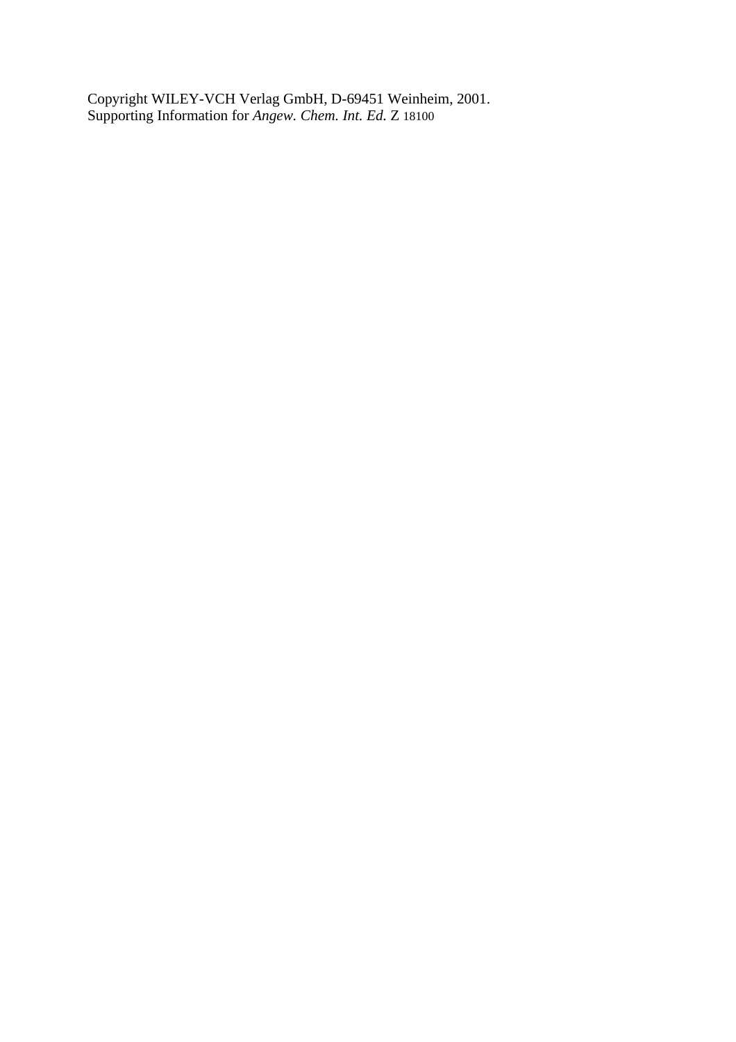Copyright WILEY-VCH Verlag GmbH, D-69451 Weinheim, 2001.
Supporting Information for *Angew. Chem. Int. Ed.* Z 18100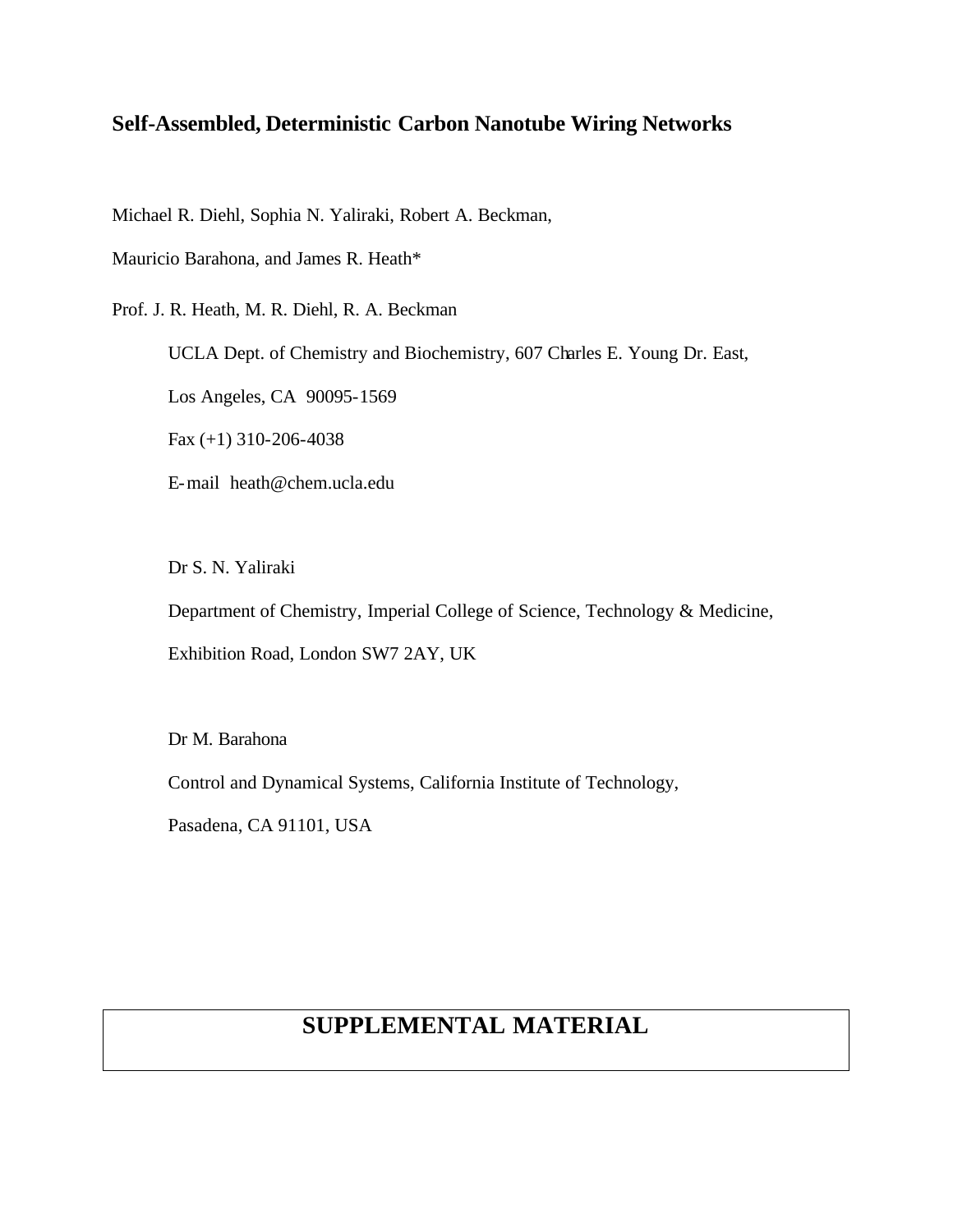# Self-Assembled, Deterministic Carbon Nanotube Wiring Networks

Michael R. Diehl, Sophia N. Yaliraki, Robert A. Beckman,

Mauricio Barahona, and James R. Heath*

Prof. J. R. Heath, M. R. Diehl, R. A. Beckman

UCLA Dept. of Chemistry and Biochemistry, 607 Charles E. Young Dr. East,

Los Angeles, CA 90095-1569

Fax (+1) 310-206-4038

E-mail heath@chem.ucla.edu

Dr S. N. Yaliraki

Department of Chemistry, Imperial College of Science, Technology & Medicine,

Exhibition Road, London SW7 2AY, UK

Dr M. Barahona

Control and Dynamical Systems, California Institute of Technology,

Pasadena, CA 91101, USA

## SUPPLEMENTAL MATERIAL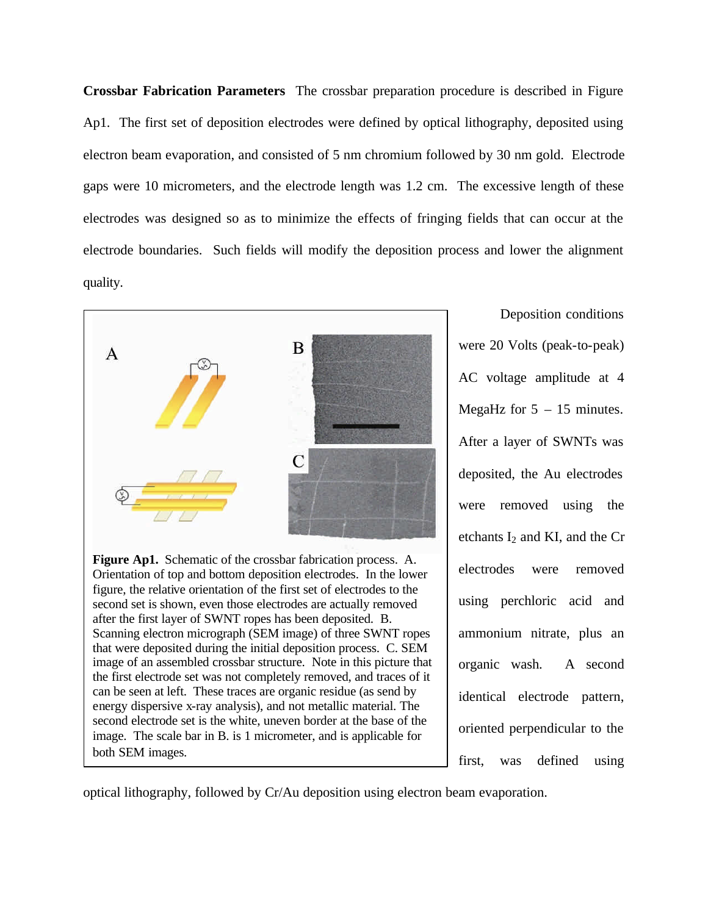**Crossbar Fabrication Parameters** The crossbar preparation procedure is described in Figure Ap1. The first set of deposition electrodes were defined by optical lithography, deposited using electron beam evaporation, and consisted of 5 nm chromium followed by 30 nm gold. Electrode gaps were 10 micrometers, and the electrode length was 1.2 cm. The excessive length of these electrodes was designed so as to minimize the effects of fringing fields that can occur at the electrode boundaries. Such fields will modify the deposition process and lower the alignment quality.

**Figure Ap1.** Schematic of the crossbar fabrication process. A. Orientation of top and bottom deposition electrodes. In the lower figure, the relative orientation of the first set of electrodes to the second set is shown, even those electrodes are actually removed after the first layer of SWNT ropes has been deposited. B. Scanning electron micrograph (SEM image) of three SWNT ropes that were deposited during the initial deposition process. C. SEM image of an assembled crossbar structure. Note in this picture that the first electrode set was not completely removed, and traces of it can be seen at left. These traces are organic residue (as send by energy dispersive x-ray analysis), and not metallic material. The second electrode set is the white, uneven border at the base of the image. The scale bar in B. is 1 micrometer, and is applicable for both SEM images.

Deposition conditions were 20 Volts (peak-to-peak) AC voltage amplitude at 4 MegaHz for 5 – 15 minutes. After a layer of SWNTs was deposited, the Au electrodes were removed using the etchants $I_2$ and KI, and the Cr electrodes were removed using perchloric acid and ammonium nitrate, plus an organic wash. A second identical electrode pattern, oriented perpendicular to the first, was defined using optical lithography, followed by Cr/Au deposition using electron beam evaporation.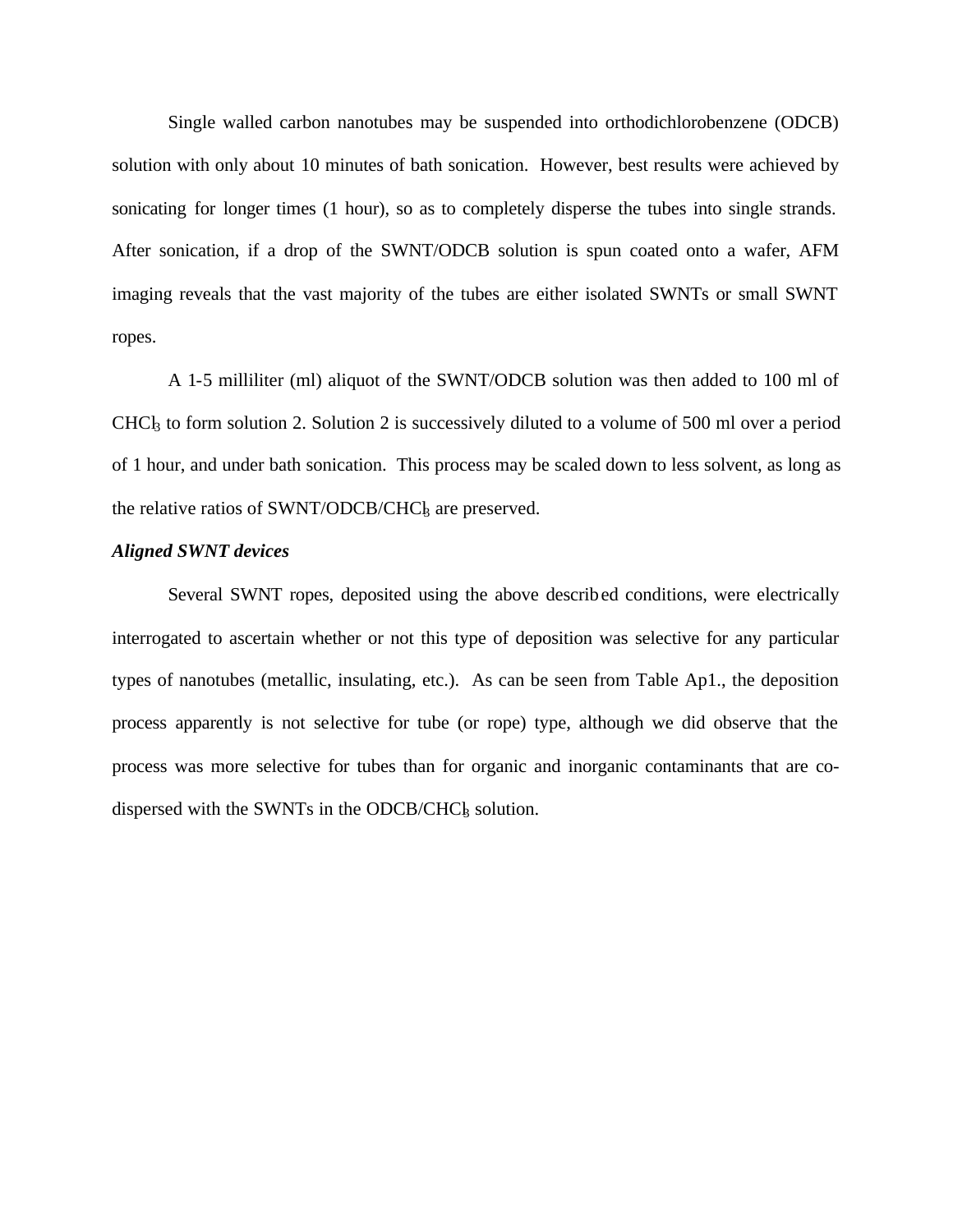Single walled carbon nanotubes may be suspended into orthodichlorobenzene (ODCB) solution with only about 10 minutes of bath sonication. However, best results were achieved by sonicating for longer times (1 hour), so as to completely disperse the tubes into single strands. After sonication, if a drop of the SWNT/ODCB solution is spun coated onto a wafer, AFM imaging reveals that the vast majority of the tubes are either isolated SWNTs or small SWNT ropes.

A 1-5 milliliter (ml) aliquot of the SWNT/ODCB solution was then added to 100 ml of $CHCl_3$ to form solution 2. Solution 2 is successively diluted to a volume of 500 ml over a period of 1 hour, and under bath sonication. This process may be scaled down to less solvent, as long as the relative ratios of SWNT/ODCB/$CHCl_3$ are preserved.

***Aligned SWNT devices***

Several SWNT ropes, deposited using the above described conditions, were electrically interrogated to ascertain whether or not this type of deposition was selective for any particular types of nanotubes (metallic, insulating, etc.). As can be seen from Table Ap1., the deposition process apparently is not selective for tube (or rope) type, although we did observe that the process was more selective for tubes than for organic and inorganic contaminants that are co-dispersed with the SWNTs in the ODCB/$CHCl_3$ solution.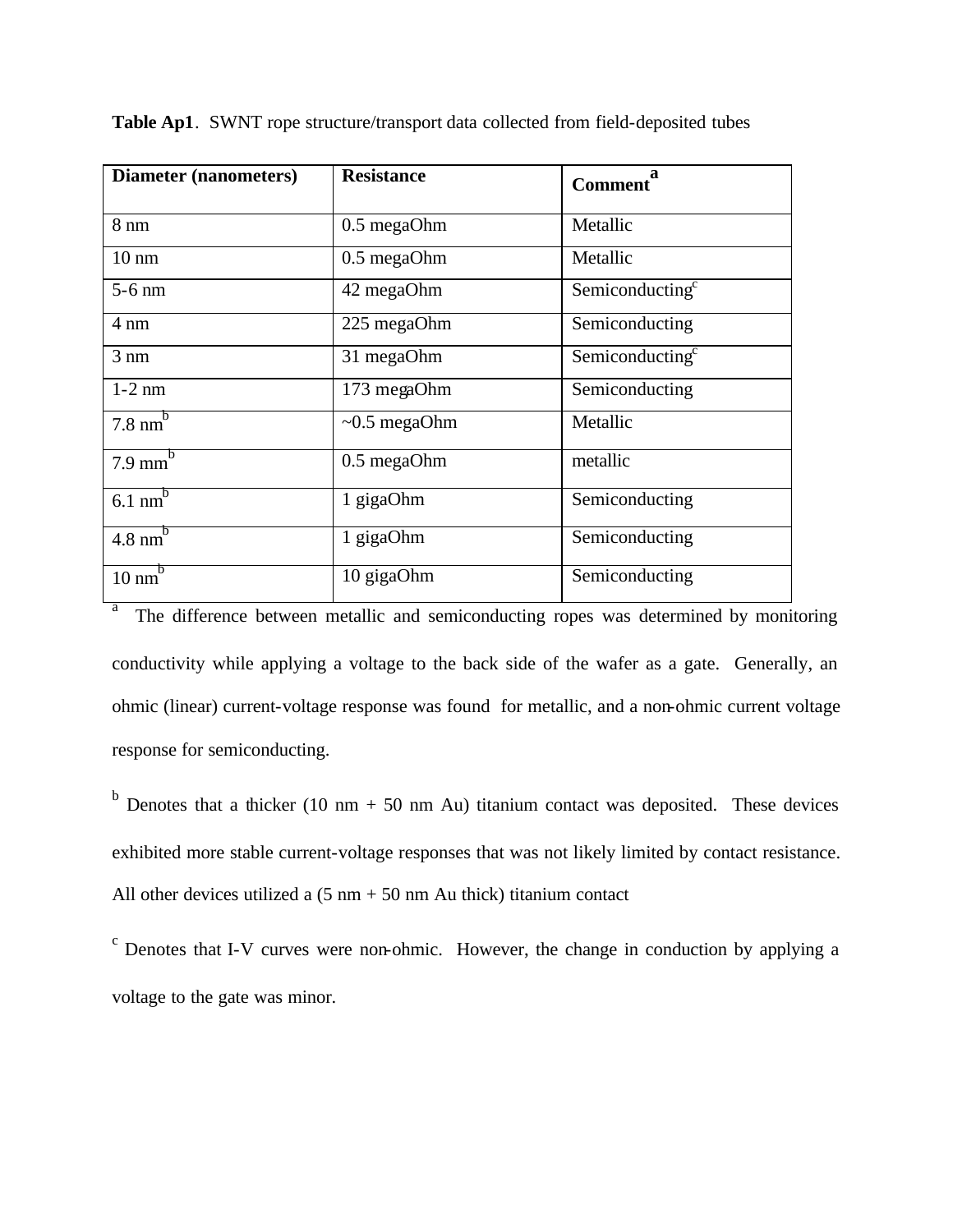**Table Ap1**. SWNT rope structure/transport data collected from field-deposited tubes

| Diameter (nanometers) | Resistance | Comment[a] |
|---|---|---|
| 8 nm | 0.5 megaOhm | Metallic |
| 10 nm | 0.5 megaOhm | Metallic |
| 5-6 nm | 42 megaOhm | Semiconducting[c] |
| 4 nm | 225 megaOhm | Semiconducting |
| 3 nm | 31 megaOhm | Semiconducting[c] |
| 1-2 nm | 173 megaOhm | Semiconducting |
| 7.8 nm[b] | ~0.5 megaOhm | Metallic |
| 7.9 mm[b] | 0.5 megaOhm | metallic |
| 6.1 nm[b] | 1 gigaOhm | Semiconducting |
| 4.8 nm[b] | 1 gigaOhm | Semiconducting |
| 10 nm[b] | 10 gigaOhm | Semiconducting |

[a] The difference between metallic and semiconducting ropes was determined by monitoring conductivity while applying a voltage to the back side of the wafer as a gate. Generally, an ohmic (linear) current-voltage response was found for metallic, and a non-ohmic current voltage response for semiconducting.

[b] Denotes that a thicker (10 nm + 50 nm Au) titanium contact was deposited. These devices exhibited more stable current-voltage responses that was not likely limited by contact resistance. All other devices utilized a (5 nm + 50 nm Au thick) titanium contact

[c] Denotes that I-V curves were non-ohmic. However, the change in conduction by applying a voltage to the gate was minor.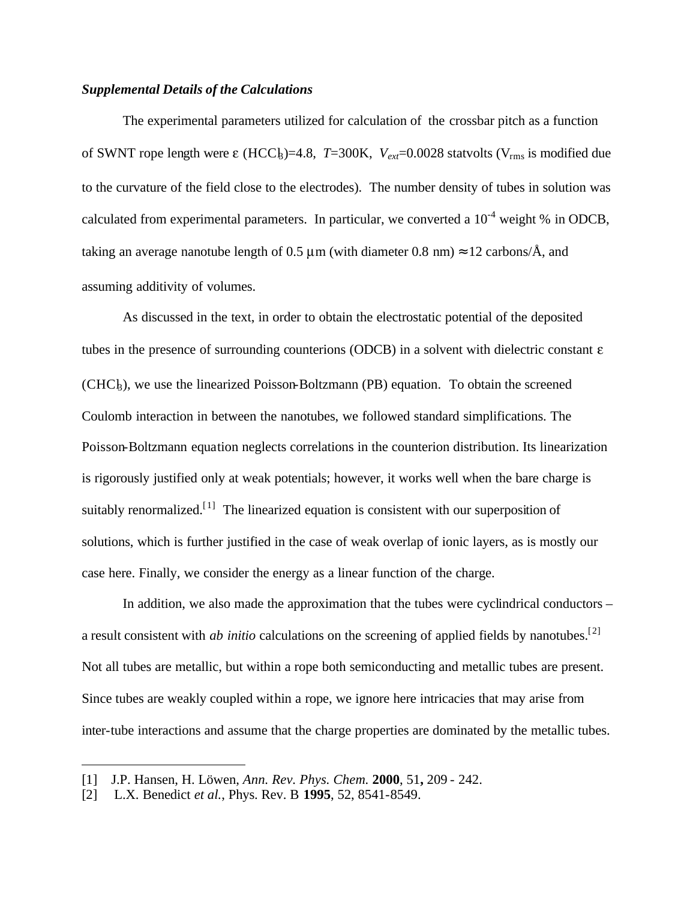***Supplemental Details of the Calculations***

The experimental parameters utilized for calculation of the crossbar pitch as a function of SWNT rope length were $\varepsilon$ ($HCCl_3$)=4.8, $T$=300K, $V_{ext}$=0.0028 statvolts ($V_{rms}$ is modified due to the curvature of the field close to the electrodes). The number density of tubes in solution was calculated from experimental parameters. In particular, we converted a $10^{-4}$ weight % in ODCB, taking an average nanotube length of 0.5 $\mu$m (with diameter 0.8 nm) $\approx$12 carbons/Å, and assuming additivity of volumes.

As discussed in the text, in order to obtain the electrostatic potential of the deposited tubes in the presence of surrounding counterions (ODCB) in a solvent with dielectric constant $\varepsilon$ ($CHCl_3$), we use the linearized Poisson-Boltzmann (PB) equation. To obtain the screened Coulomb interaction in between the nanotubes, we followed standard simplifications. The Poisson-Boltzmann equation neglects correlations in the counterion distribution. Its linearization is rigorously justified only at weak potentials; however, it works well when the bare charge is suitably renormalized.[1] The linearized equation is consistent with our superposition of solutions, which is further justified in the case of weak overlap of ionic layers, as is mostly our case here. Finally, we consider the energy as a linear function of the charge.

In addition, we also made the approximation that the tubes were cyclindrical conductors – a result consistent with *ab initio* calculations on the screening of applied fields by nanotubes.[2] Not all tubes are metallic, but within a rope both semiconducting and metallic tubes are present. Since tubes are weakly coupled within a rope, we ignore here intricacies that may arise from inter-tube interactions and assume that the charge properties are dominated by the metallic tubes.

---

[1] J.P. Hansen, H. Löwen, *Ann. Rev. Phys. Chem.* **2000**, 51**,** 209 - 242.

[2] L.X. Benedict *et al.*, Phys. Rev. B **1995**, 52, 8541-8549.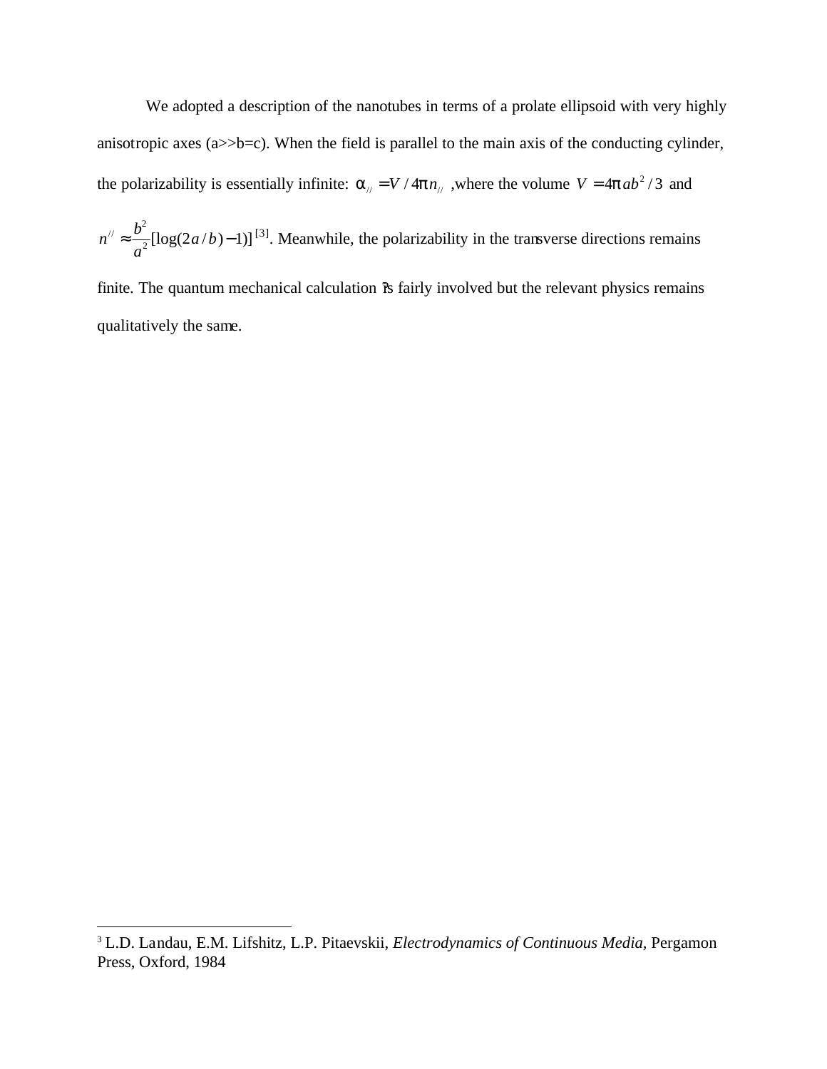We adopted a description of the nanotubes in terms of a prolate ellipsoid with very highly anisotropic axes (a>>b=c). When the field is parallel to the main axis of the conducting cylinder, the polarizability is essentially infinite: $\alpha_{//} = V / 4\pi n_{//}$ ,where the volume $V = 4\pi ab^2 / 3$ and $n^{//} \approx \frac{b^2}{a^2}[\log(2a/b) - 1)]$ [3]. Meanwhile, the polarizability in the transverse directions remains finite. The quantum mechanical calculation ?is fairly involved but the relevant physics remains qualitatively the same.

---

[3] L.D. Landau, E.M. Lifshitz, L.P. Pitaevskii, *Electrodynamics of Continuous Media,* Pergamon Press, Oxford, 1984